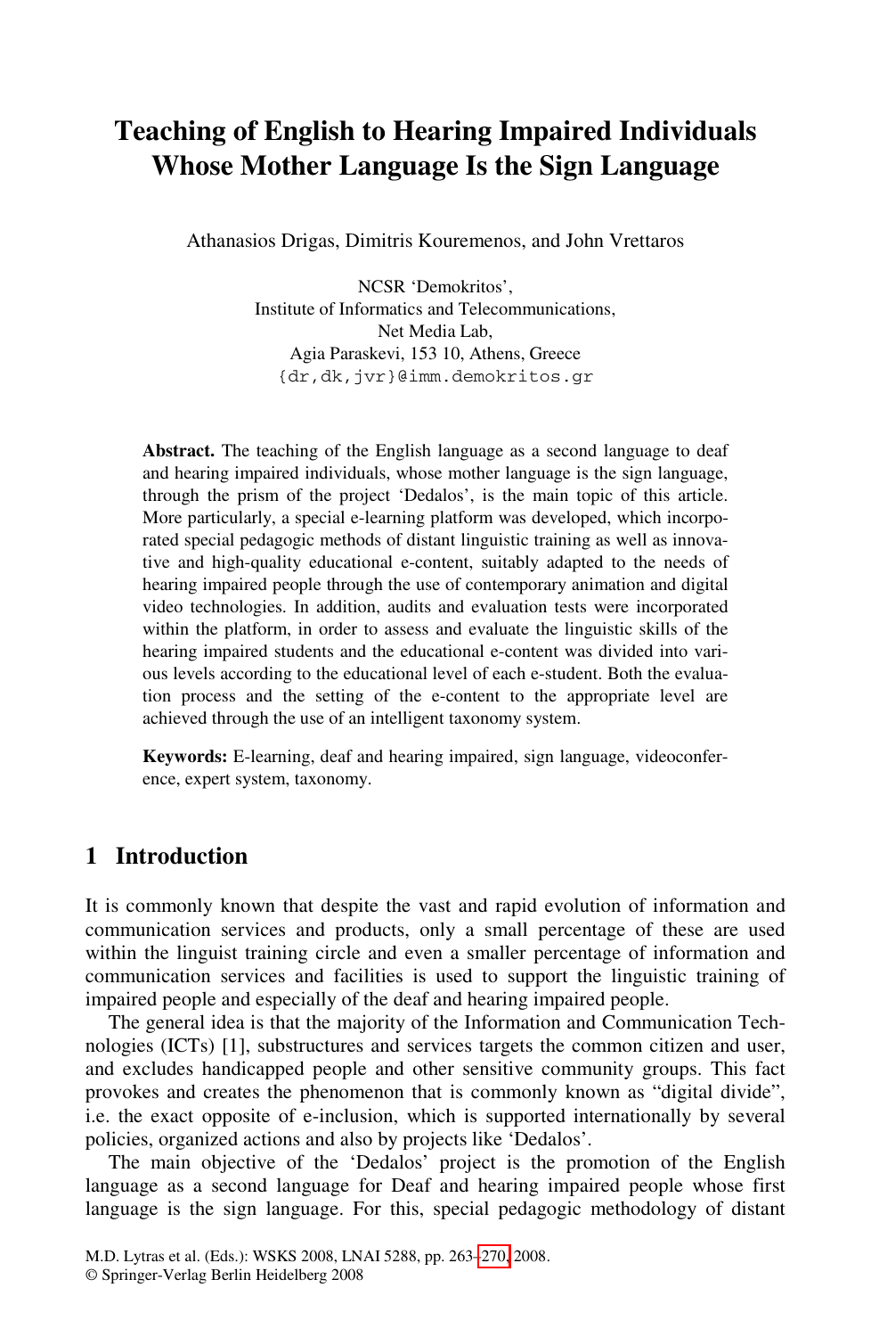# Teaching of English to Hearing Impaired Individuals Whose Mother Language Is the Sign Language

Athanasios Drigas, Dimitris Kouremenos, and John Vrettaros

NCSR 'Demokritos',
Institute of Informatics and Telecommunications,
Net Media Lab,
Agia Paraskevi, 153 10, Athens, Greece
{dr,dk,jvr}@imm.demokritos.gr

**Abstract.** The teaching of the English language as a second language to deaf and hearing impaired individuals, whose mother language is the sign language, through the prism of the project 'Dedalos', is the main topic of this article. More particularly, a special e-learning platform was developed, which incorporated special pedagogic methods of distant linguistic training as well as innovative and high-quality educational e-content, suitably adapted to the needs of hearing impaired people through the use of contemporary animation and digital video technologies. In addition, audits and evaluation tests were incorporated within the platform, in order to assess and evaluate the linguistic skills of the hearing impaired students and the educational e-content was divided into various levels according to the educational level of each e-student. Both the evaluation process and the setting of the e-content to the appropriate level are achieved through the use of an intelligent taxonomy system.

**Keywords:** E-learning, deaf and hearing impaired, sign language, videoconference, expert system, taxonomy.

## 1 Introduction

It is commonly known that despite the vast and rapid evolution of information and communication services and products, only a small percentage of these are used within the linguist training circle and even a smaller percentage of information and communication services and facilities is used to support the linguistic training of impaired people and especially of the deaf and hearing impaired people.

The general idea is that the majority of the Information and Communication Technologies (ICTs) [1], substructures and services targets the common citizen and user, and excludes handicapped people and other sensitive community groups. This fact provokes and creates the phenomenon that is commonly known as "digital divide", i.e. the exact opposite of e-inclusion, which is supported internationally by several policies, organized actions and also by projects like 'Dedalos'.

The main objective of the 'Dedalos' project is the promotion of the English language as a second language for Deaf and hearing impaired people whose first language is the sign language. For this, special pedagogic methodology of distant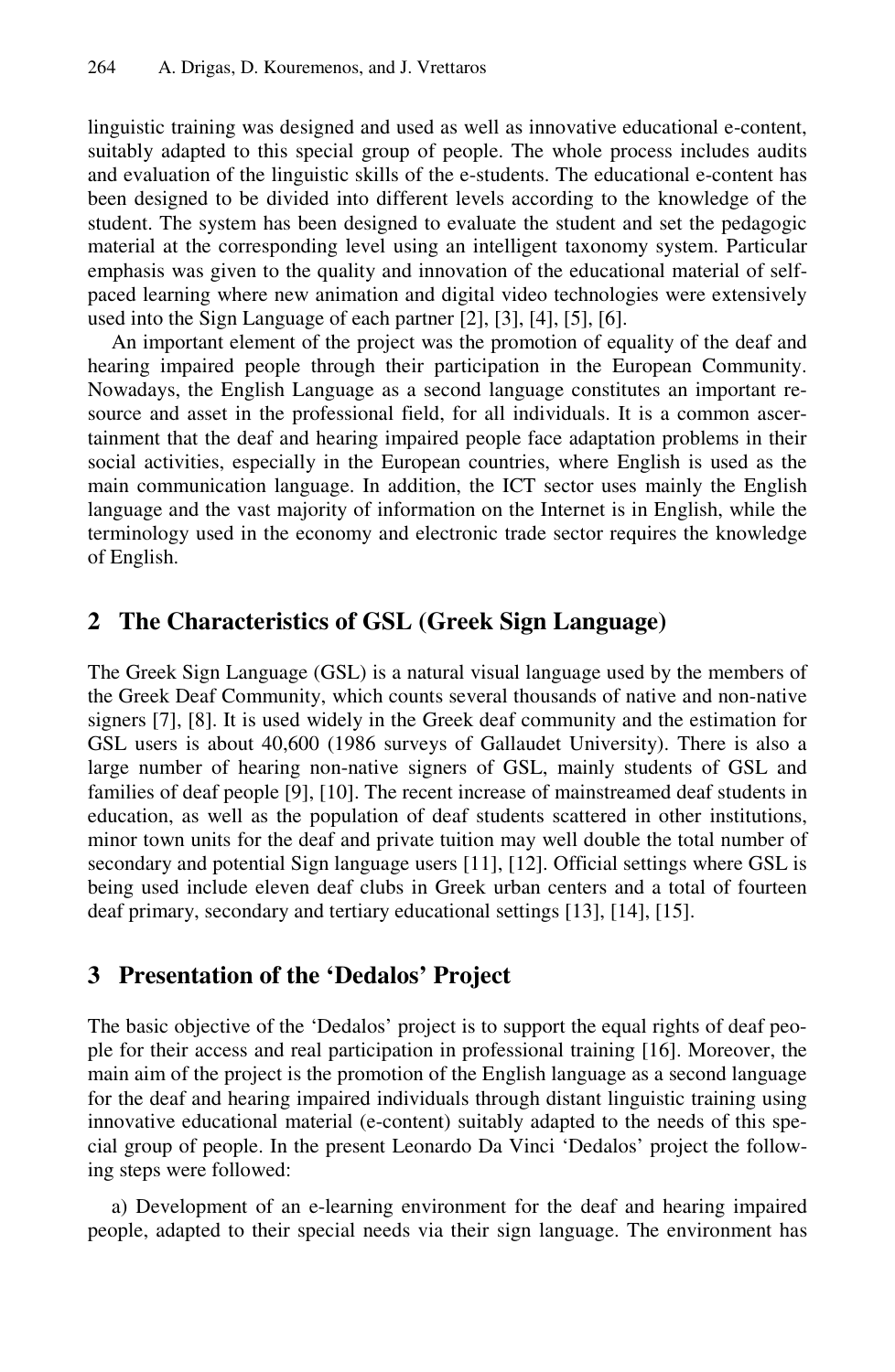linguistic training was designed and used as well as innovative educational e-content, suitably adapted to this special group of people. The whole process includes audits and evaluation of the linguistic skills of the e-students. The educational e-content has been designed to be divided into different levels according to the knowledge of the student. The system has been designed to evaluate the student and set the pedagogic material at the corresponding level using an intelligent taxonomy system. Particular emphasis was given to the quality and innovation of the educational material of self-paced learning where new animation and digital video technologies were extensively used into the Sign Language of each partner [2], [3], [4], [5], [6].

An important element of the project was the promotion of equality of the deaf and hearing impaired people through their participation in the European Community. Nowadays, the English Language as a second language constitutes an important resource and asset in the professional field, for all individuals. It is a common ascertainment that the deaf and hearing impaired people face adaptation problems in their social activities, especially in the European countries, where English is used as the main communication language. In addition, the ICT sector uses mainly the English language and the vast majority of information on the Internet is in English, while the terminology used in the economy and electronic trade sector requires the knowledge of English.

## 2 The Characteristics of GSL (Greek Sign Language)

The Greek Sign Language (GSL) is a natural visual language used by the members of the Greek Deaf Community, which counts several thousands of native and non-native signers [7], [8]. It is used widely in the Greek deaf community and the estimation for GSL users is about 40,600 (1986 surveys of Gallaudet University). There is also a large number of hearing non-native signers of GSL, mainly students of GSL and families of deaf people [9], [10]. The recent increase of mainstreamed deaf students in education, as well as the population of deaf students scattered in other institutions, minor town units for the deaf and private tuition may well double the total number of secondary and potential Sign language users [11], [12]. Official settings where GSL is being used include eleven deaf clubs in Greek urban centers and a total of fourteen deaf primary, secondary and tertiary educational settings [13], [14], [15].

## 3 Presentation of the 'Dedalos' Project

The basic objective of the 'Dedalos' project is to support the equal rights of deaf people for their access and real participation in professional training [16]. Moreover, the main aim of the project is the promotion of the English language as a second language for the deaf and hearing impaired individuals through distant linguistic training using innovative educational material (e-content) suitably adapted to the needs of this special group of people. In the present Leonardo Da Vinci 'Dedalos' project the following steps were followed:

a) Development of an e-learning environment for the deaf and hearing impaired people, adapted to their special needs via their sign language. The environment has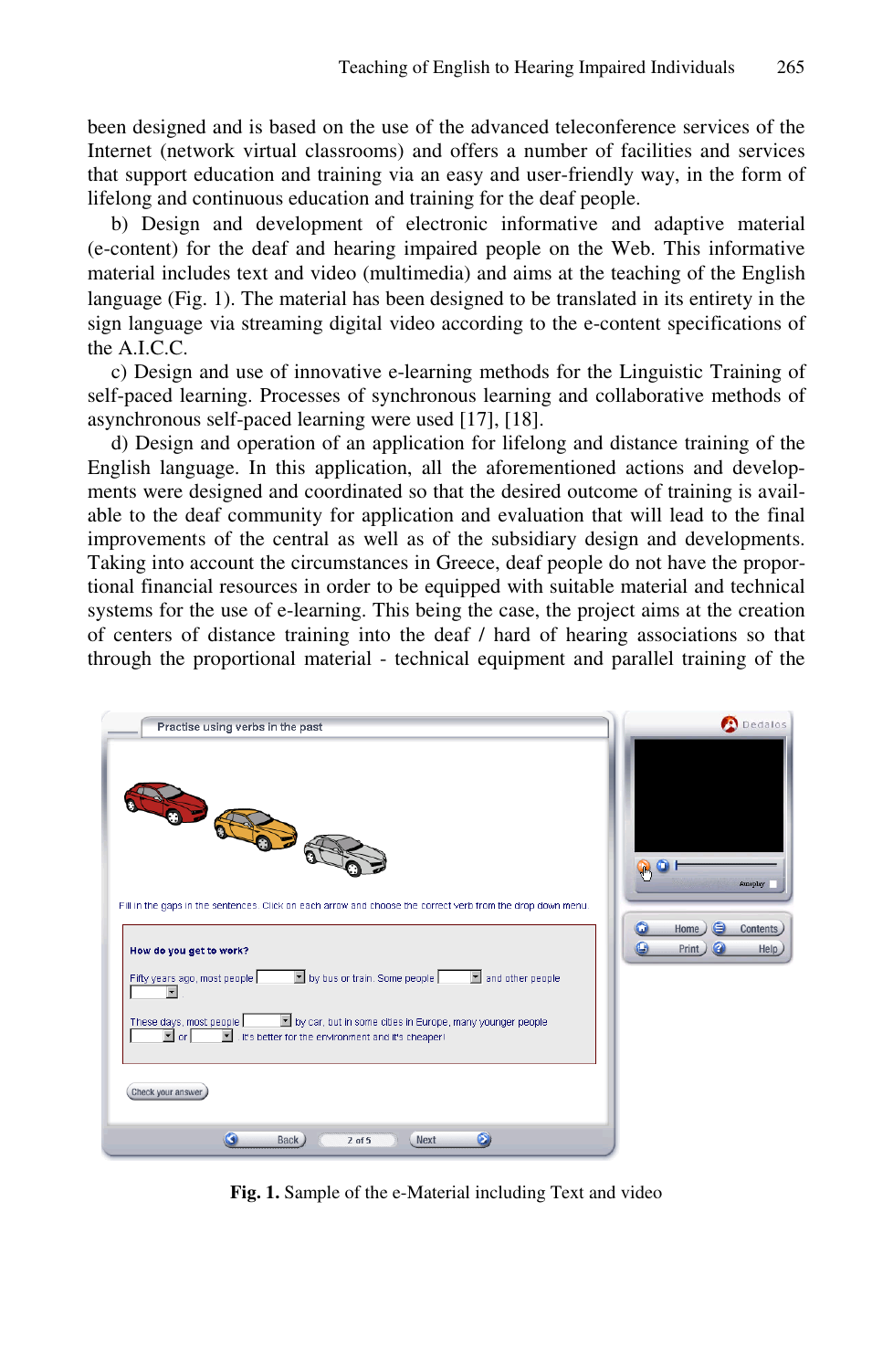been designed and is based on the use of the advanced teleconference services of the Internet (network virtual classrooms) and offers a number of facilities and services that support education and training via an easy and user-friendly way, in the form of lifelong and continuous education and training for the deaf people.

b) Design and development of electronic informative and adaptive material (e-content) for the deaf and hearing impaired people on the Web. This informative material includes text and video (multimedia) and aims at the teaching of the English language (Fig. 1). The material has been designed to be translated in its entirety in the sign language via streaming digital video according to the e-content specifications of the A.I.C.C.

c) Design and use of innovative e-learning methods for the Linguistic Training of self-paced learning. Processes of synchronous learning and collaborative methods of asynchronous self-paced learning were used [17], [18].

d) Design and operation of an application for lifelong and distance training of the English language. In this application, all the aforementioned actions and developments were designed and coordinated so that the desired outcome of training is available to the deaf community for application and evaluation that will lead to the final improvements of the central as well as of the subsidiary design and developments. Taking into account the circumstances in Greece, deaf people do not have the proportional financial resources in order to be equipped with suitable material and technical systems for the use of e-learning. This being the case, the project aims at the creation of centers of distance training into the deaf / hard of hearing associations so that through the proportional material - technical equipment and parallel training of the

**Fig. 1.** Sample of the e-Material including Text and video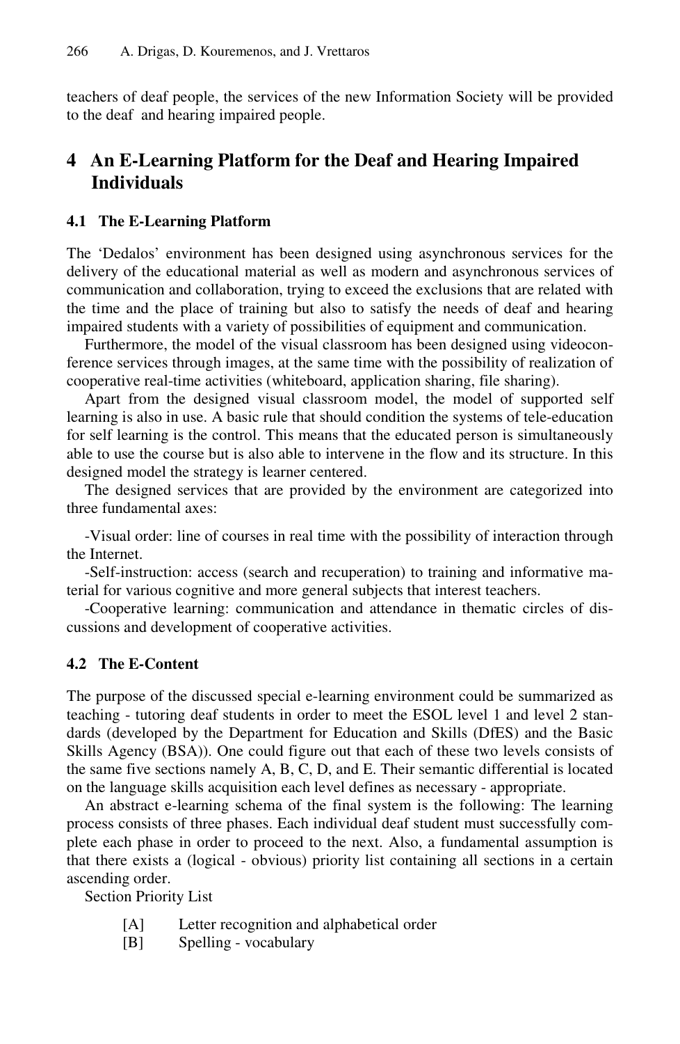teachers of deaf people, the services of the new Information Society will be provided to the deaf and hearing impaired people.

## 4 An E-Learning Platform for the Deaf and Hearing Impaired Individuals

### 4.1 The E-Learning Platform

The 'Dedalos' environment has been designed using asynchronous services for the delivery of the educational material as well as modern and asynchronous services of communication and collaboration, trying to exceed the exclusions that are related with the time and the place of training but also to satisfy the needs of deaf and hearing impaired students with a variety of possibilities of equipment and communication.

Furthermore, the model of the visual classroom has been designed using videoconference services through images, at the same time with the possibility of realization of cooperative real-time activities (whiteboard, application sharing, file sharing).

Apart from the designed visual classroom model, the model of supported self learning is also in use. A basic rule that should condition the systems of tele-education for self learning is the control. This means that the educated person is simultaneously able to use the course but is also able to intervene in the flow and its structure. In this designed model the strategy is learner centered.

The designed services that are provided by the environment are categorized into three fundamental axes:

-Visual order: line of courses in real time with the possibility of interaction through the Internet.

-Self-instruction: access (search and recuperation) to training and informative material for various cognitive and more general subjects that interest teachers.

-Cooperative learning: communication and attendance in thematic circles of discussions and development of cooperative activities.

### 4.2 The E-Content

The purpose of the discussed special e-learning environment could be summarized as teaching - tutoring deaf students in order to meet the ESOL level 1 and level 2 standards (developed by the Department for Education and Skills (DfES) and the Basic Skills Agency (BSA)). One could figure out that each of these two levels consists of the same five sections namely A, B, C, D, and E. Their semantic differential is located on the language skills acquisition each level defines as necessary - appropriate.

An abstract e-learning schema of the final system is the following: The learning process consists of three phases. Each individual deaf student must successfully complete each phase in order to proceed to the next. Also, a fundamental assumption is that there exists a (logical - obvious) priority list containing all sections in a certain ascending order.

Section Priority List

[A] Letter recognition and alphabetical order
[B] Spelling - vocabulary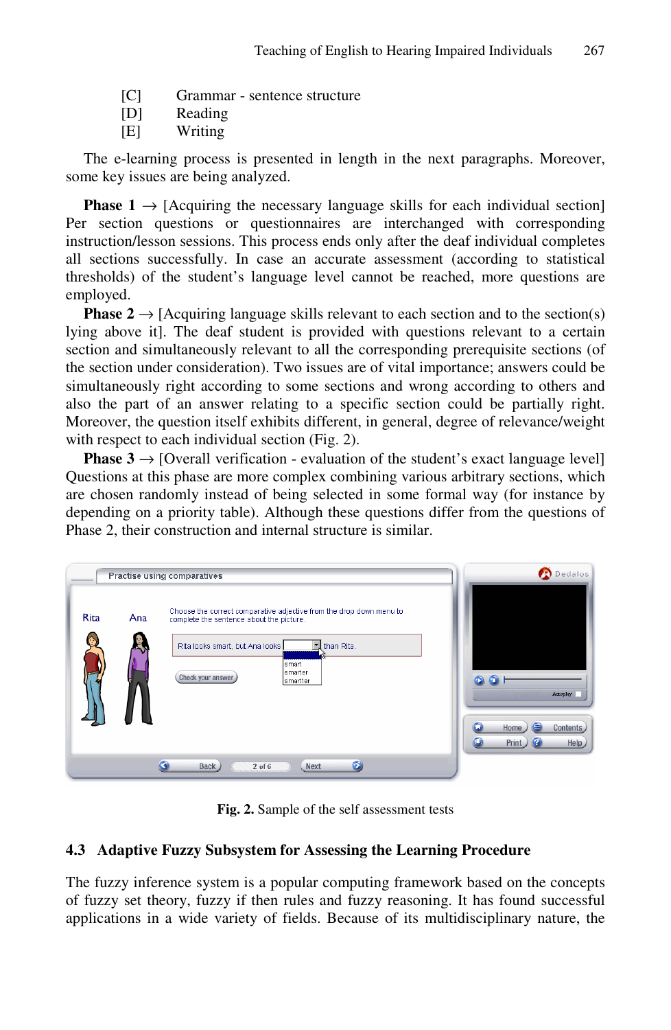[C] Grammar - sentence structure
[D] Reading
[E] Writing

The e-learning process is presented in length in the next paragraphs. Moreover, some key issues are being analyzed.

**Phase 1** → [Acquiring the necessary language skills for each individual section] Per section questions or questionnaires are interchanged with corresponding instruction/lesson sessions. This process ends only after the deaf individual completes all sections successfully. In case an accurate assessment (according to statistical thresholds) of the student's language level cannot be reached, more questions are employed.

**Phase 2** → [Acquiring language skills relevant to each section and to the section(s) lying above it]. The deaf student is provided with questions relevant to a certain section and simultaneously relevant to all the corresponding prerequisite sections (of the section under consideration). Two issues are of vital importance; answers could be simultaneously right according to some sections and wrong according to others and also the part of an answer relating to a specific section could be partially right. Moreover, the question itself exhibits different, in general, degree of relevance/weight with respect to each individual section (Fig. 2).

**Phase 3** → [Overall verification - evaluation of the student's exact language level] Questions at this phase are more complex combining various arbitrary sections, which are chosen randomly instead of being selected in some formal way (for instance by depending on a priority table). Although these questions differ from the questions of Phase 2, their construction and internal structure is similar.

**Fig. 2.** Sample of the self assessment tests

## 4.3 Adaptive Fuzzy Subsystem for Assessing the Learning Procedure

The fuzzy inference system is a popular computing framework based on the concepts of fuzzy set theory, fuzzy if then rules and fuzzy reasoning. It has found successful applications in a wide variety of fields. Because of its multidisciplinary nature, the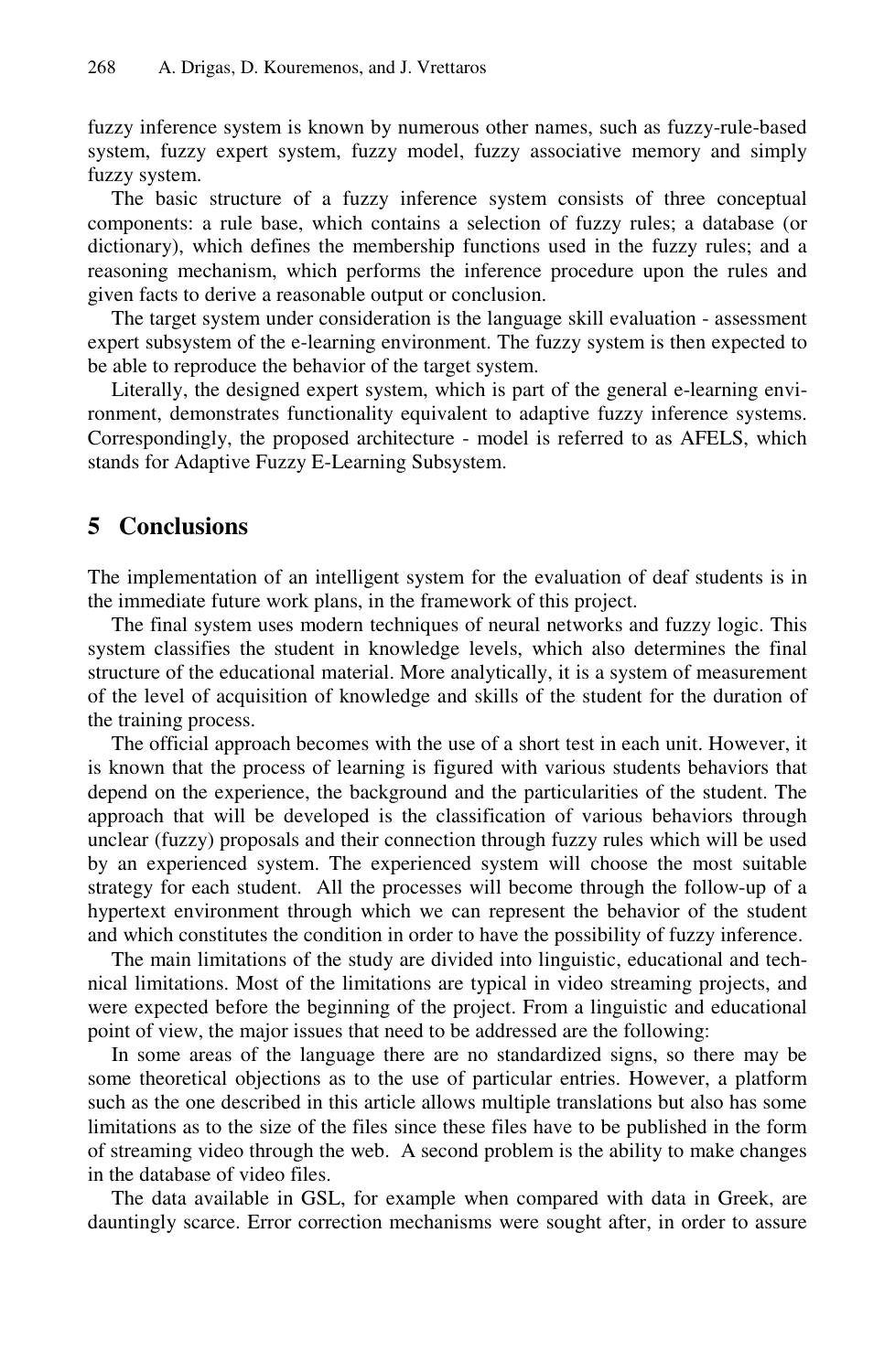fuzzy inference system is known by numerous other names, such as fuzzy-rule-based system, fuzzy expert system, fuzzy model, fuzzy associative memory and simply fuzzy system.

The basic structure of a fuzzy inference system consists of three conceptual components: a rule base, which contains a selection of fuzzy rules; a database (or dictionary), which defines the membership functions used in the fuzzy rules; and a reasoning mechanism, which performs the inference procedure upon the rules and given facts to derive a reasonable output or conclusion.

The target system under consideration is the language skill evaluation - assessment expert subsystem of the e-learning environment. The fuzzy system is then expected to be able to reproduce the behavior of the target system.

Literally, the designed expert system, which is part of the general e-learning environment, demonstrates functionality equivalent to adaptive fuzzy inference systems. Correspondingly, the proposed architecture - model is referred to as AFELS, which stands for Adaptive Fuzzy E-Learning Subsystem.

## 5 Conclusions

The implementation of an intelligent system for the evaluation of deaf students is in the immediate future work plans, in the framework of this project.

The final system uses modern techniques of neural networks and fuzzy logic. This system classifies the student in knowledge levels, which also determines the final structure of the educational material. More analytically, it is a system of measurement of the level of acquisition of knowledge and skills of the student for the duration of the training process.

The official approach becomes with the use of a short test in each unit. However, it is known that the process of learning is figured with various students behaviors that depend on the experience, the background and the particularities of the student. The approach that will be developed is the classification of various behaviors through unclear (fuzzy) proposals and their connection through fuzzy rules which will be used by an experienced system. The experienced system will choose the most suitable strategy for each student. All the processes will become through the follow-up of a hypertext environment through which we can represent the behavior of the student and which constitutes the condition in order to have the possibility of fuzzy inference.

The main limitations of the study are divided into linguistic, educational and technical limitations. Most of the limitations are typical in video streaming projects, and were expected before the beginning of the project. From a linguistic and educational point of view, the major issues that need to be addressed are the following:

In some areas of the language there are no standardized signs, so there may be some theoretical objections as to the use of particular entries. However, a platform such as the one described in this article allows multiple translations but also has some limitations as to the size of the files since these files have to be published in the form of streaming video through the web. A second problem is the ability to make changes in the database of video files.

The data available in GSL, for example when compared with data in Greek, are dauntingly scarce. Error correction mechanisms were sought after, in order to assure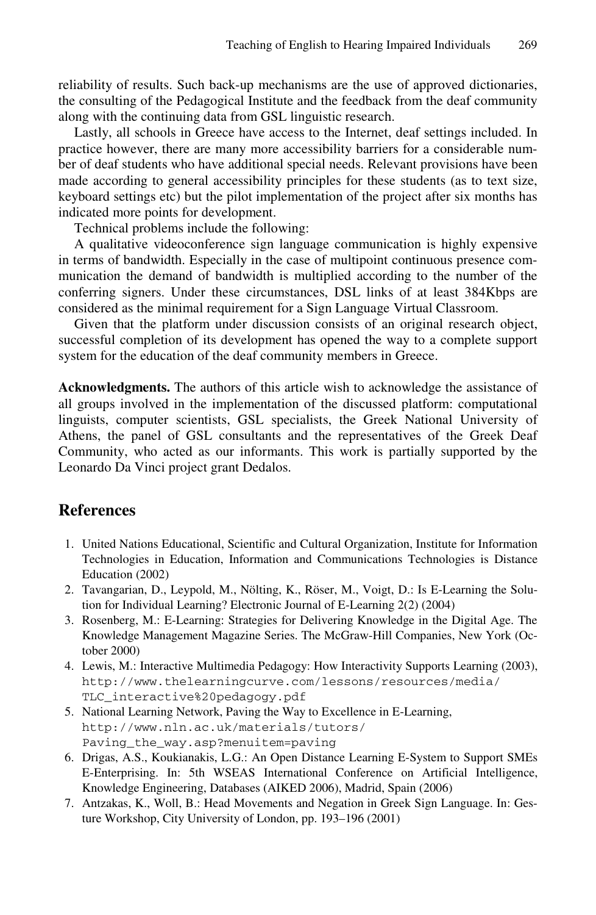reliability of results. Such back-up mechanisms are the use of approved dictionaries, the consulting of the Pedagogical Institute and the feedback from the deaf community along with the continuing data from GSL linguistic research.

Lastly, all schools in Greece have access to the Internet, deaf settings included. In practice however, there are many more accessibility barriers for a considerable number of deaf students who have additional special needs. Relevant provisions have been made according to general accessibility principles for these students (as to text size, keyboard settings etc) but the pilot implementation of the project after six months has indicated more points for development.

Technical problems include the following:

A qualitative videoconference sign language communication is highly expensive in terms of bandwidth. Especially in the case of multipoint continuous presence communication the demand of bandwidth is multiplied according to the number of the conferring signers. Under these circumstances, DSL links of at least 384Kbps are considered as the minimal requirement for a Sign Language Virtual Classroom.

Given that the platform under discussion consists of an original research object, successful completion of its development has opened the way to a complete support system for the education of the deaf community members in Greece.

**Acknowledgments.** The authors of this article wish to acknowledge the assistance of all groups involved in the implementation of the discussed platform: computational linguists, computer scientists, GSL specialists, the Greek National University of Athens, the panel of GSL consultants and the representatives of the Greek Deaf Community, who acted as our informants. This work is partially supported by the Leonardo Da Vinci project grant Dedalos.

## References

1. United Nations Educational, Scientific and Cultural Organization, Institute for Information Technologies in Education, Information and Communications Technologies is Distance Education (2002)
2. Tavangarian, D., Leypold, M., Nölting, K., Röser, M., Voigt, D.: Is E-Learning the Solution for Individual Learning? Electronic Journal of E-Learning 2(2) (2004)
3. Rosenberg, M.: E-Learning: Strategies for Delivering Knowledge in the Digital Age. The Knowledge Management Magazine Series. The McGraw-Hill Companies, New York (October 2000)
4. Lewis, M.: Interactive Multimedia Pedagogy: How Interactivity Supports Learning (2003), http://www.thelearningcurve.com/lessons/resources/media/TLC_interactive%20pedagogy.pdf
5. National Learning Network, Paving the Way to Excellence in E-Learning, http://www.nln.ac.uk/materials/tutors/Paving_the_way.asp?menuitem=paving
6. Drigas, A.S., Koukianakis, L.G.: An Open Distance Learning E-System to Support SMEs E-Enterprising. In: 5th WSEAS International Conference on Artificial Intelligence, Knowledge Engineering, Databases (AIKED 2006), Madrid, Spain (2006)
7. Antzakas, K., Woll, B.: Head Movements and Negation in Greek Sign Language. In: Gesture Workshop, City University of London, pp. 193–196 (2001)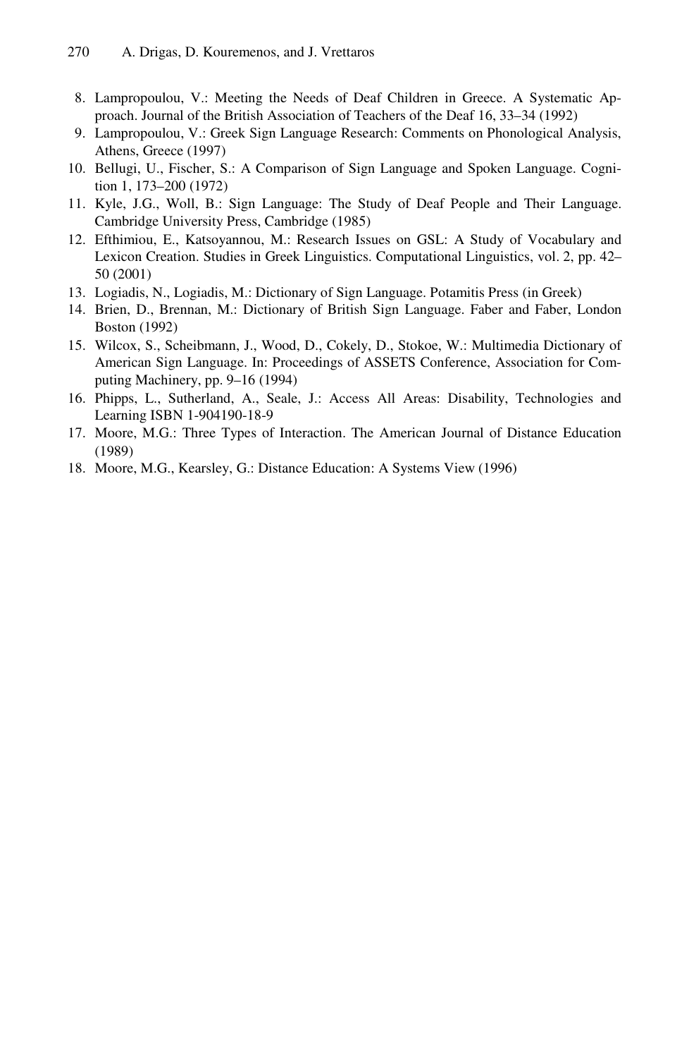8. Lampropoulou, V.: Meeting the Needs of Deaf Children in Greece. A Systematic Approach. Journal of the British Association of Teachers of the Deaf 16, 33–34 (1992)
9. Lampropoulou, V.: Greek Sign Language Research: Comments on Phonological Analysis, Athens, Greece (1997)
10. Bellugi, U., Fischer, S.: A Comparison of Sign Language and Spoken Language. Cognition 1, 173–200 (1972)
11. Kyle, J.G., Woll, B.: Sign Language: The Study of Deaf People and Their Language. Cambridge University Press, Cambridge (1985)
12. Efthimiou, E., Katsoyannou, M.: Research Issues on GSL: A Study of Vocabulary and Lexicon Creation. Studies in Greek Linguistics. Computational Linguistics, vol. 2, pp. 42–50 (2001)
13. Logiadis, N., Logiadis, M.: Dictionary of Sign Language. Potamitis Press (in Greek)
14. Brien, D., Brennan, M.: Dictionary of British Sign Language. Faber and Faber, London Boston (1992)
15. Wilcox, S., Scheibmann, J., Wood, D., Cokely, D., Stokoe, W.: Multimedia Dictionary of American Sign Language. In: Proceedings of ASSETS Conference, Association for Computing Machinery, pp. 9–16 (1994)
16. Phipps, L., Sutherland, A., Seale, J.: Access All Areas: Disability, Technologies and Learning ISBN 1-904190-18-9
17. Moore, M.G.: Three Types of Interaction. The American Journal of Distance Education (1989)
18. Moore, M.G., Kearsley, G.: Distance Education: A Systems View (1996)